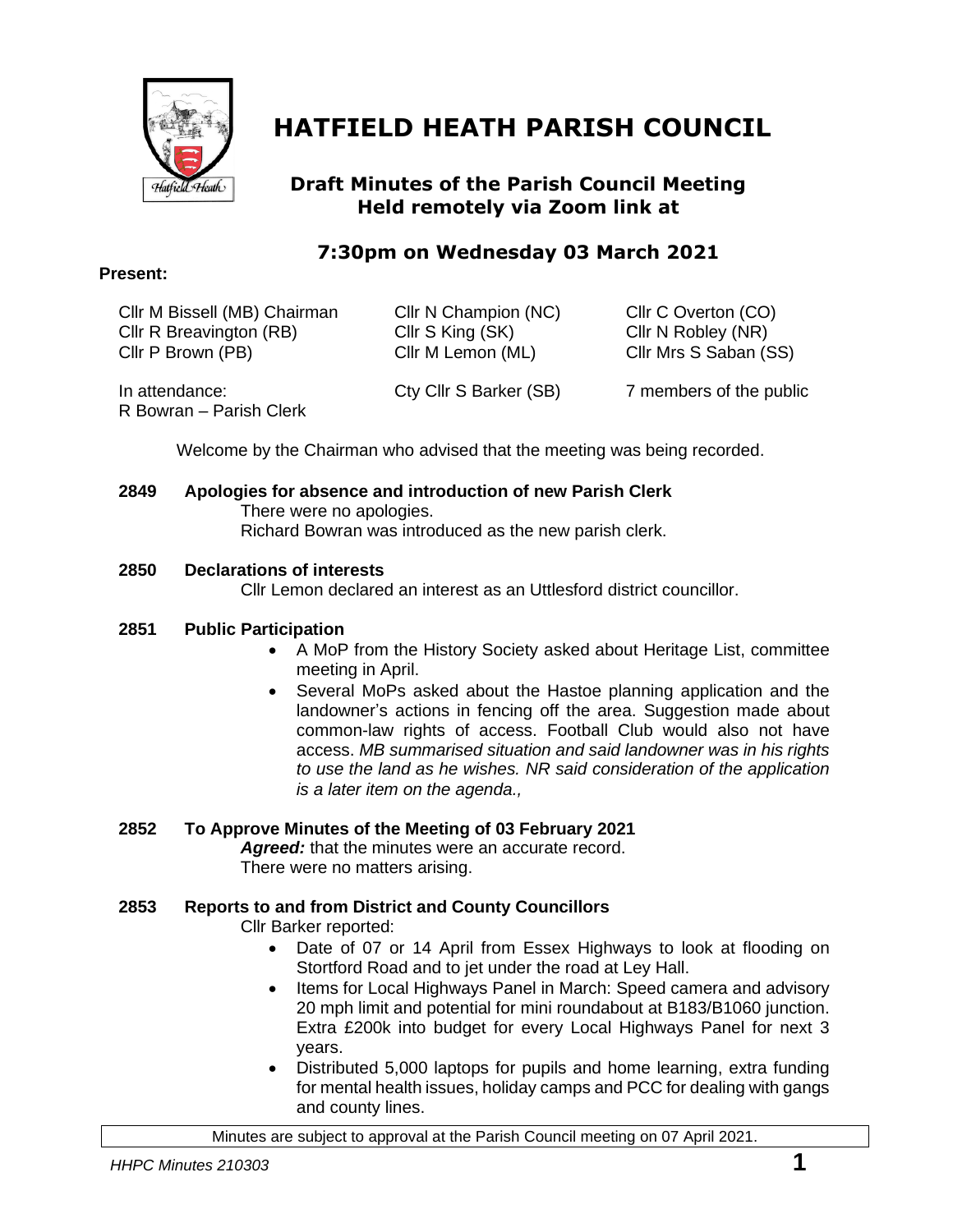# HATFIELD HEATH PARISH COUNCIL

## Draft Minutes of the Parish Council Meeting Held remotely via Zoom link at

## 7:30pm on Wednesday 03 March 2021

**Present:**

| | | |
|---|---|---|
| Cllr M Bissell (MB) Chairman | Cllr N Champion (NC) | Cllr C Overton (CO) |
| Cllr R Breavington (RB) | Cllr S King (SK) | Cllr N Robley (NR) |
| Cllr P Brown (PB) | Cllr M Lemon (ML) | Cllr Mrs S Saban (SS) |
| In attendance: R Bowran – Parish Clerk | Cty Cllr S Barker (SB) | 7 members of the public |

Welcome by the Chairman who advised that the meeting was being recorded.

**2849 Apologies for absence and introduction of new Parish Clerk**

There were no apologies.
Richard Bowran was introduced as the new parish clerk.

**2850 Declarations of interests**

Cllr Lemon declared an interest as an Uttlesford district councillor.

**2851 Public Participation**

- A MoP from the History Society asked about Heritage List, committee meeting in April.
- Several MoPs asked about the Hastoe planning application and the landowner's actions in fencing off the area. Suggestion made about common-law rights of access. Football Club would also not have access. *MB summarised situation and said landowner was in his rights to use the land as he wishes. NR said consideration of the application is a later item on the agenda.,*

**2852 To Approve Minutes of the Meeting of 03 February 2021**

***Agreed:*** that the minutes were an accurate record.
There were no matters arising.

**2853 Reports to and from District and County Councillors**

Cllr Barker reported:

- Date of 07 or 14 April from Essex Highways to look at flooding on Stortford Road and to jet under the road at Ley Hall.
- Items for Local Highways Panel in March: Speed camera and advisory 20 mph limit and potential for mini roundabout at B183/B1060 junction. Extra £200k into budget for every Local Highways Panel for next 3 years.
- Distributed 5,000 laptops for pupils and home learning, extra funding for mental health issues, holiday camps and PCC for dealing with gangs and county lines.

Minutes are subject to approval at the Parish Council meeting on 07 April 2021.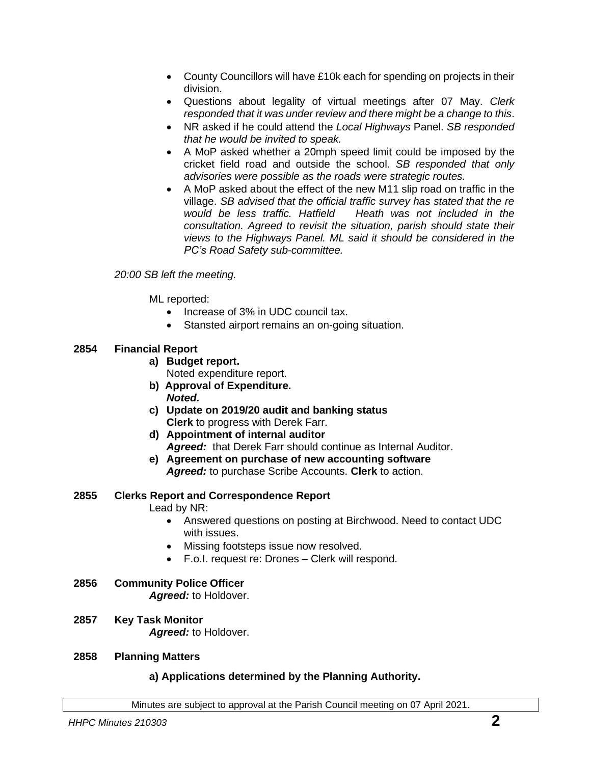- County Councillors will have £10k each for spending on projects in their division.
- Questions about legality of virtual meetings after 07 May. *Clerk responded that it was under review and there might be a change to this*.
- NR asked if he could attend the *Local Highways* Panel. *SB responded that he would be invited to speak.*
- A MoP asked whether a 20mph speed limit could be imposed by the cricket field road and outside the school. *SB responded that only advisories were possible as the roads were strategic routes.*
- A MoP asked about the effect of the new M11 slip road on traffic in the village. *SB advised that the official traffic survey has stated that the re would be less traffic. Hatfield Heath was not included in the consultation. Agreed to revisit the situation, parish should state their views to the Highways Panel. ML said it should be considered in the PC's Road Safety sub-committee.*

*20:00 SB left the meeting.*

ML reported:

- Increase of 3% in UDC council tax.
- Stansted airport remains an on-going situation.

**2854 Financial Report**

**a) Budget report.**
Noted expenditure report.

**b) Approval of Expenditure.**
***Noted.***

**c) Update on 2019/20 audit and banking status**
**Clerk** to progress with Derek Farr.

**d) Appointment of internal auditor**
***Agreed:*** that Derek Farr should continue as Internal Auditor.

**e) Agreement on purchase of new accounting software**
***Agreed:*** to purchase Scribe Accounts. **Clerk** to action.

**2855 Clerks Report and Correspondence Report**

Lead by NR:

- Answered questions on posting at Birchwood. Need to contact UDC with issues.
- Missing footsteps issue now resolved.
- F.o.I. request re: Drones – Clerk will respond.

**2856 Community Police Officer**
***Agreed:*** to Holdover.

**2857 Key Task Monitor**
***Agreed:*** to Holdover.

**2858 Planning Matters**

**a) Applications determined by the Planning Authority.**

Minutes are subject to approval at the Parish Council meeting on 07 April 2021.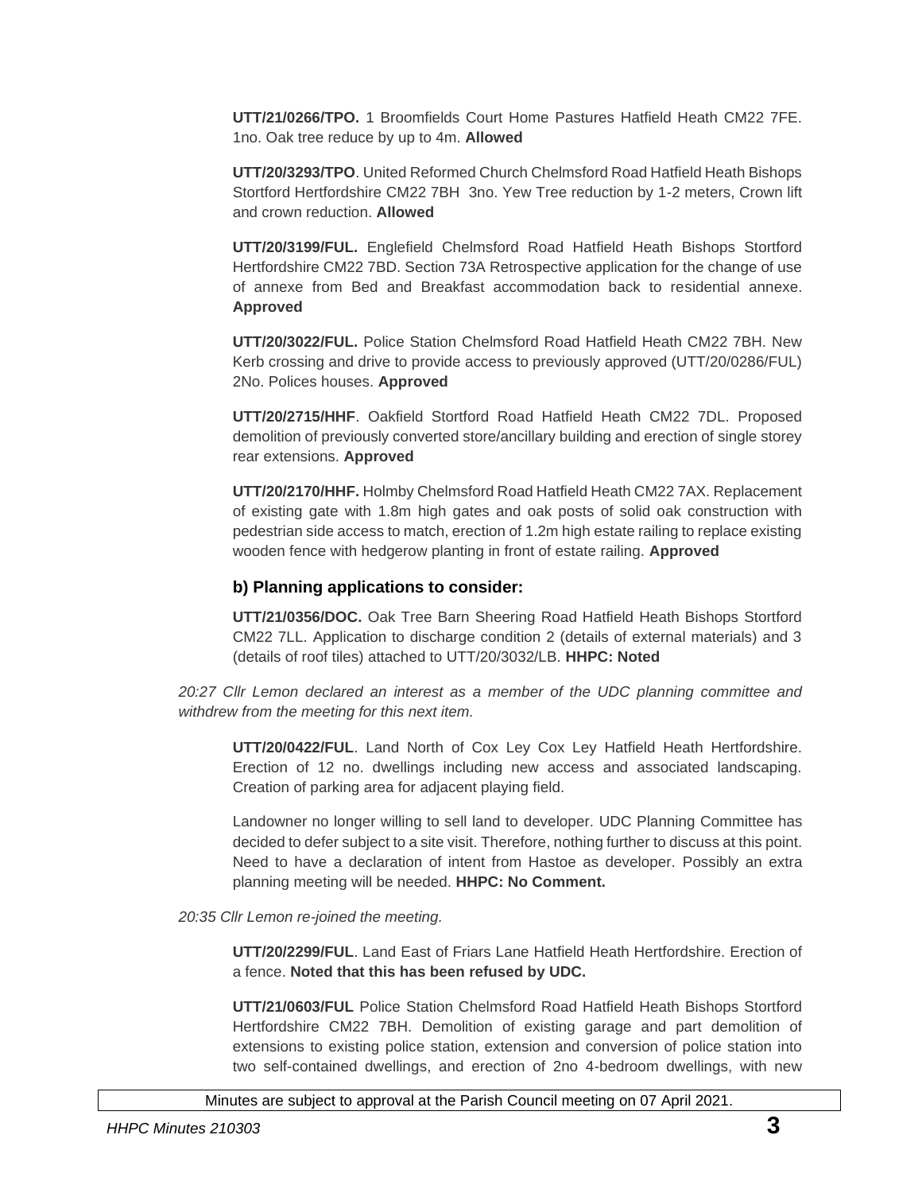**UTT/21/0266/TPO.** 1 Broomfields Court Home Pastures Hatfield Heath CM22 7FE. 1no. Oak tree reduce by up to 4m. **Allowed**

**UTT/20/3293/TPO**. United Reformed Church Chelmsford Road Hatfield Heath Bishops Stortford Hertfordshire CM22 7BH 3no. Yew Tree reduction by 1-2 meters, Crown lift and crown reduction. **Allowed**

**UTT/20/3199/FUL.** Englefield Chelmsford Road Hatfield Heath Bishops Stortford Hertfordshire CM22 7BD. Section 73A Retrospective application for the change of use of annexe from Bed and Breakfast accommodation back to residential annexe. **Approved**

**UTT/20/3022/FUL.** Police Station Chelmsford Road Hatfield Heath CM22 7BH. New Kerb crossing and drive to provide access to previously approved (UTT/20/0286/FUL) 2No. Polices houses. **Approved**

**UTT/20/2715/HHF**. Oakfield Stortford Road Hatfield Heath CM22 7DL. Proposed demolition of previously converted store/ancillary building and erection of single storey rear extensions. **Approved**

**UTT/20/2170/HHF.** Holmby Chelmsford Road Hatfield Heath CM22 7AX. Replacement of existing gate with 1.8m high gates and oak posts of solid oak construction with pedestrian side access to match, erection of 1.2m high estate railing to replace existing wooden fence with hedgerow planting in front of estate railing. **Approved**

### b) Planning applications to consider:

**UTT/21/0356/DOC.** Oak Tree Barn Sheering Road Hatfield Heath Bishops Stortford CM22 7LL. Application to discharge condition 2 (details of external materials) and 3 (details of roof tiles) attached to UTT/20/3032/LB. **HHPC: Noted**

*20:27 Cllr Lemon declared an interest as a member of the UDC planning committee and withdrew from the meeting for this next item.*

**UTT/20/0422/FUL**. Land North of Cox Ley Cox Ley Hatfield Heath Hertfordshire. Erection of 12 no. dwellings including new access and associated landscaping. Creation of parking area for adjacent playing field.

Landowner no longer willing to sell land to developer. UDC Planning Committee has decided to defer subject to a site visit. Therefore, nothing further to discuss at this point. Need to have a declaration of intent from Hastoe as developer. Possibly an extra planning meeting will be needed. **HHPC: No Comment.**

*20:35 Cllr Lemon re-joined the meeting.*

**UTT/20/2299/FUL**. Land East of Friars Lane Hatfield Heath Hertfordshire. Erection of a fence. **Noted that this has been refused by UDC.**

**UTT/21/0603/FUL** Police Station Chelmsford Road Hatfield Heath Bishops Stortford Hertfordshire CM22 7BH. Demolition of existing garage and part demolition of extensions to existing police station, extension and conversion of police station into two self-contained dwellings, and erection of 2no 4-bedroom dwellings, with new

Minutes are subject to approval at the Parish Council meeting on 07 April 2021.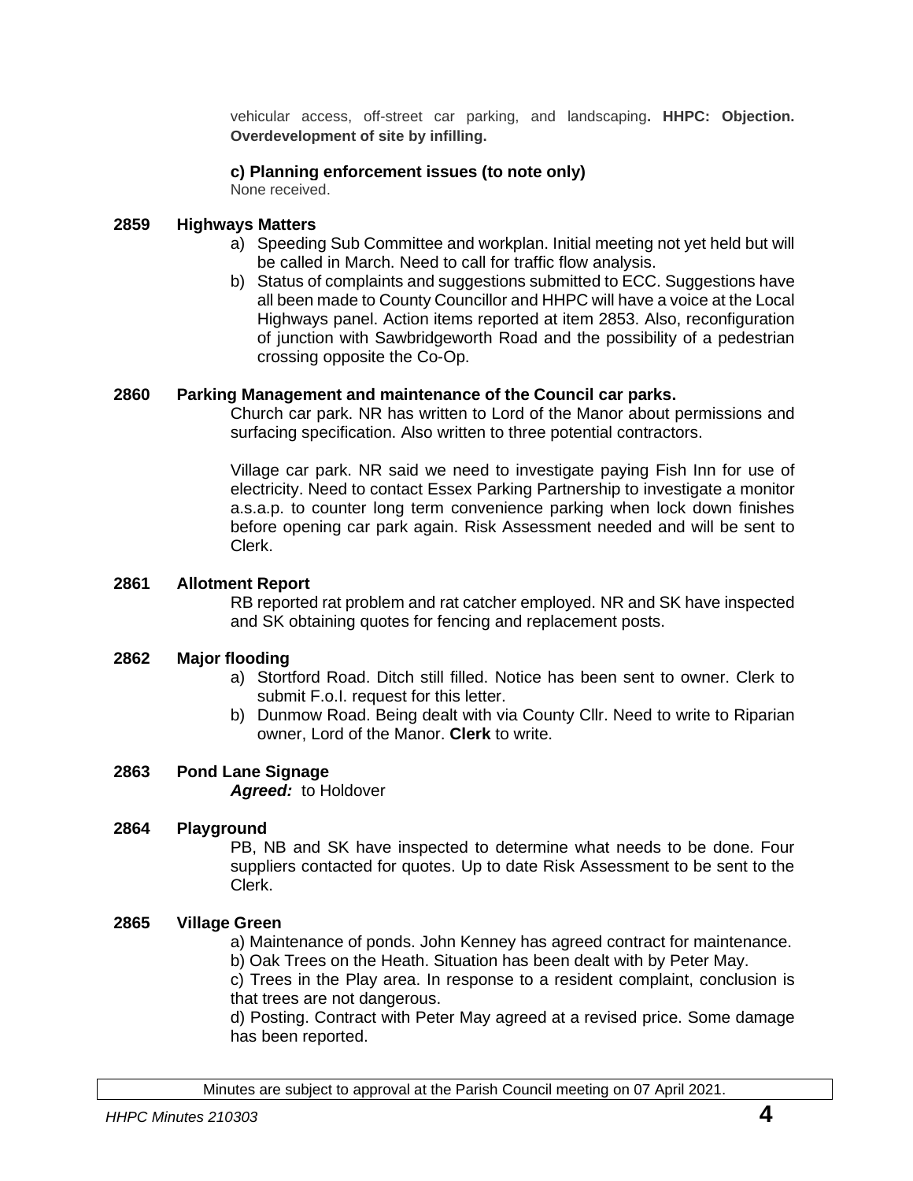vehicular access, off-street car parking, and landscaping**. HHPC: Objection. Overdevelopment of site by infilling.**

**c) Planning enforcement issues (to note only)**

None received.

**2859 Highways Matters**

a) Speeding Sub Committee and workplan. Initial meeting not yet held but will be called in March. Need to call for traffic flow analysis.

b) Status of complaints and suggestions submitted to ECC. Suggestions have all been made to County Councillor and HHPC will have a voice at the Local Highways panel. Action items reported at item 2853. Also, reconfiguration of junction with Sawbridgeworth Road and the possibility of a pedestrian crossing opposite the Co-Op.

**2860 Parking Management and maintenance of the Council car parks.**

Church car park. NR has written to Lord of the Manor about permissions and surfacing specification. Also written to three potential contractors.

Village car park. NR said we need to investigate paying Fish Inn for use of electricity. Need to contact Essex Parking Partnership to investigate a monitor a.s.a.p. to counter long term convenience parking when lock down finishes before opening car park again. Risk Assessment needed and will be sent to Clerk.

**2861 Allotment Report**

RB reported rat problem and rat catcher employed. NR and SK have inspected and SK obtaining quotes for fencing and replacement posts.

**2862 Major flooding**

a) Stortford Road. Ditch still filled. Notice has been sent to owner. Clerk to submit F.o.I. request for this letter.

b) Dunmow Road. Being dealt with via County Cllr. Need to write to Riparian owner, Lord of the Manor. **Clerk** to write.

**2863 Pond Lane Signage**

***Agreed:*** to Holdover

**2864 Playground**

PB, NB and SK have inspected to determine what needs to be done. Four suppliers contacted for quotes. Up to date Risk Assessment to be sent to the Clerk.

**2865 Village Green**

a) Maintenance of ponds. John Kenney has agreed contract for maintenance.

b) Oak Trees on the Heath. Situation has been dealt with by Peter May.

c) Trees in the Play area. In response to a resident complaint, conclusion is that trees are not dangerous.

d) Posting. Contract with Peter May agreed at a revised price. Some damage has been reported.

Minutes are subject to approval at the Parish Council meeting on 07 April 2021.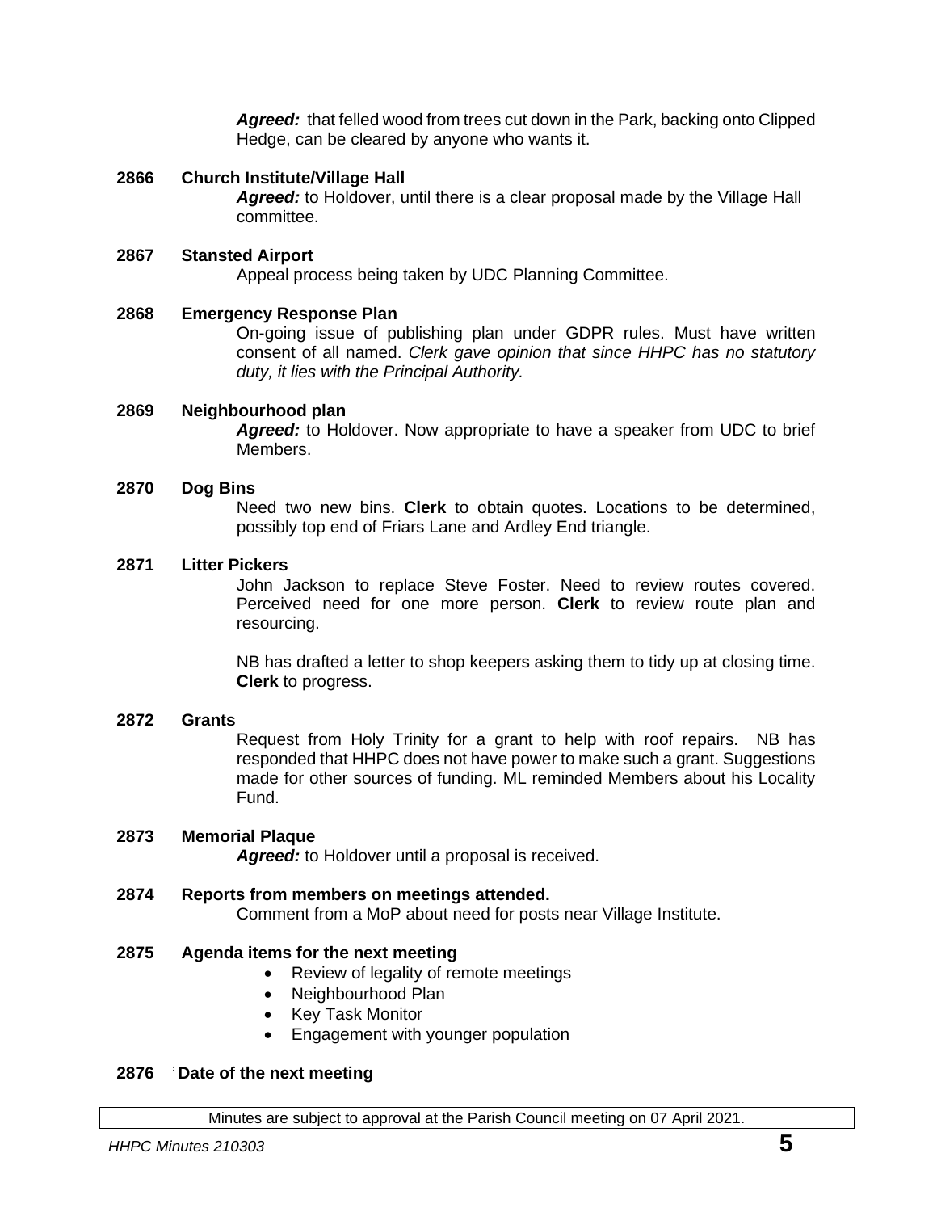*Agreed:* that felled wood from trees cut down in the Park, backing onto Clipped Hedge, can be cleared by anyone who wants it.

**2866 Church Institute/Village Hall**

*Agreed:* to Holdover, until there is a clear proposal made by the Village Hall committee.

**2867 Stansted Airport**

Appeal process being taken by UDC Planning Committee.

**2868 Emergency Response Plan**

On-going issue of publishing plan under GDPR rules. Must have written consent of all named. *Clerk gave opinion that since HHPC has no statutory duty, it lies with the Principal Authority.*

**2869 Neighbourhood plan**

*Agreed:* to Holdover. Now appropriate to have a speaker from UDC to brief Members.

**2870 Dog Bins**

Need two new bins. **Clerk** to obtain quotes. Locations to be determined, possibly top end of Friars Lane and Ardley End triangle.

**2871 Litter Pickers**

John Jackson to replace Steve Foster. Need to review routes covered. Perceived need for one more person. **Clerk** to review route plan and resourcing.

NB has drafted a letter to shop keepers asking them to tidy up at closing time. **Clerk** to progress.

**2872 Grants**

Request from Holy Trinity for a grant to help with roof repairs. NB has responded that HHPC does not have power to make such a grant. Suggestions made for other sources of funding. ML reminded Members about his Locality Fund.

**2873 Memorial Plaque**

*Agreed:* to Holdover until a proposal is received.

**2874 Reports from members on meetings attended.**

Comment from a MoP about need for posts near Village Institute.

**2875 Agenda items for the next meeting**

- Review of legality of remote meetings
- Neighbourhood Plan
- Key Task Monitor
- Engagement with younger population

**2876 Date of the next meeting**

Minutes are subject to approval at the Parish Council meeting on 07 April 2021.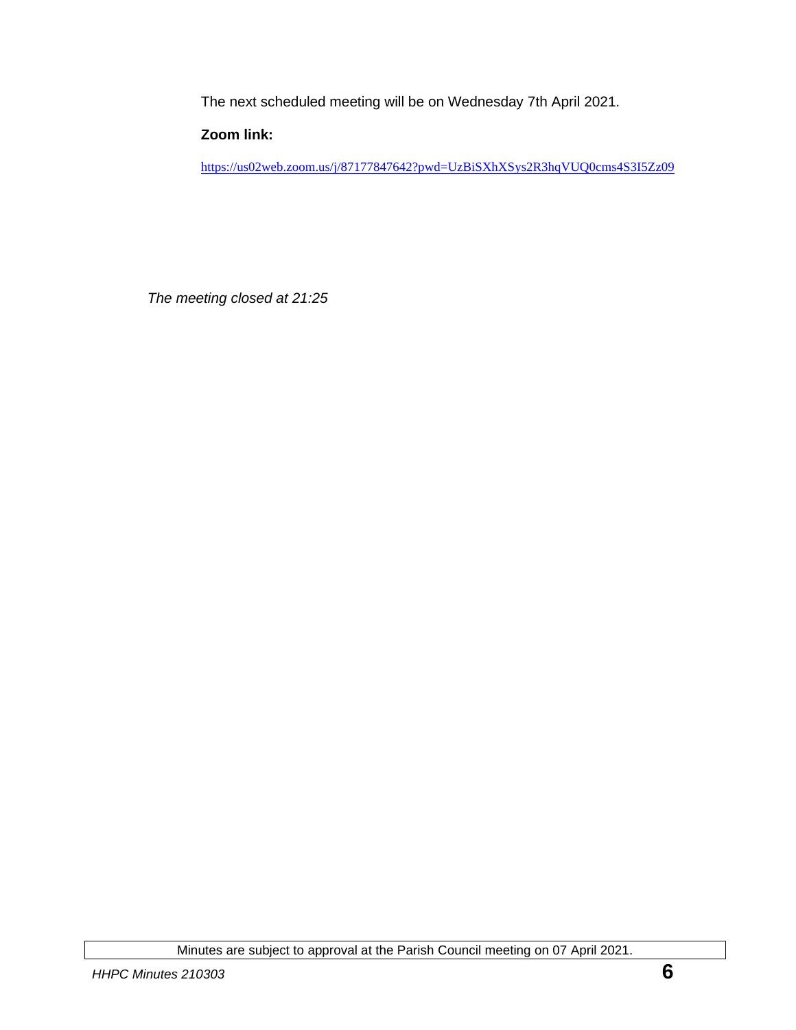The next scheduled meeting will be on Wednesday 7th April 2021.

**Zoom link:**

https://us02web.zoom.us/j/87177847642?pwd=UzBiSXhXSys2R3hqVUQ0cms4S3I5Zz09

*The meeting closed at 21:25*

Minutes are subject to approval at the Parish Council meeting on 07 April 2021.